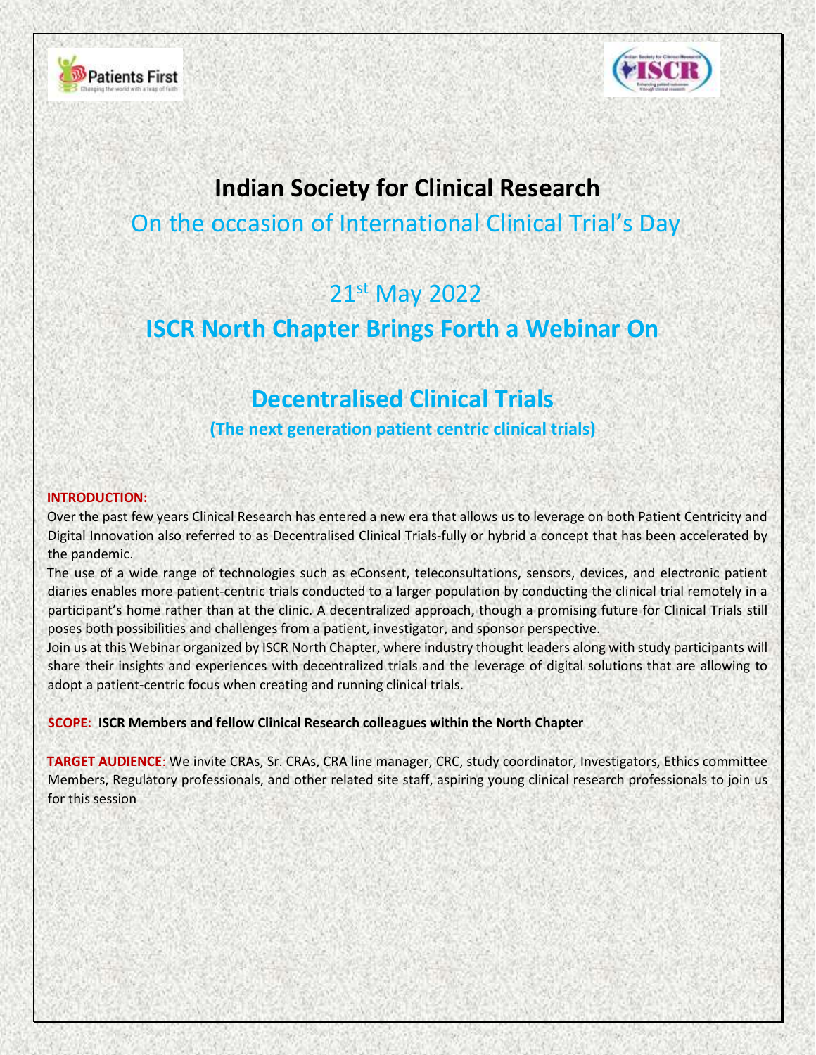# Indian Society for Clinical Research

On the occasion of International Clinical Trial's Day

21st May 2022

## ISCR North Chapter Brings Forth a Webinar On

## Decentralised Clinical Trials

**(The next generation patient centric clinical trials)**

**INTRODUCTION:**

Over the past few years Clinical Research has entered a new era that allows us to leverage on both Patient Centricity and Digital Innovation also referred to as Decentralised Clinical Trials-fully or hybrid a concept that has been accelerated by the pandemic.

The use of a wide range of technologies such as eConsent, teleconsultations, sensors, devices, and electronic patient diaries enables more patient-centric trials conducted to a larger population by conducting the clinical trial remotely in a participant's home rather than at the clinic. A decentralized approach, though a promising future for Clinical Trials still poses both possibilities and challenges from a patient, investigator, and sponsor perspective.

Join us at this Webinar organized by ISCR North Chapter, where industry thought leaders along with study participants will share their insights and experiences with decentralized trials and the leverage of digital solutions that are allowing to adopt a patient-centric focus when creating and running clinical trials.

**SCOPE: ISCR Members and fellow Clinical Research colleagues within the North Chapter**

**TARGET AUDIENCE**: We invite CRAs, Sr. CRAs, CRA line manager, CRC, study coordinator, Investigators, Ethics committee Members, Regulatory professionals, and other related site staff, aspiring young clinical research professionals to join us for this session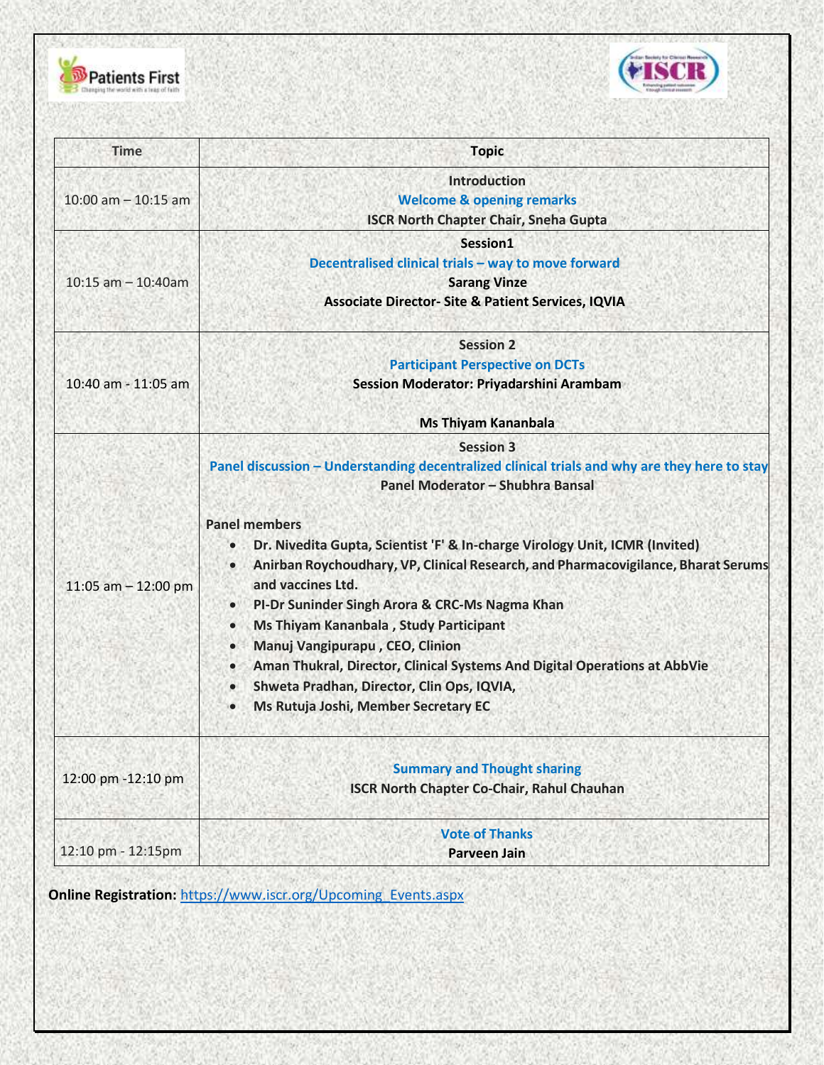| Time | Topic |
|---|---|
| 10:00 am – 10:15 am | **Introduction**<br>**Welcome & opening remarks**<br>**ISCR North Chapter Chair, Sneha Gupta** |
| 10:15 am – 10:40am | **Session1**<br>**Decentralised clinical trials – way to move forward**<br>**Sarang Vinze**<br>**Associate Director- Site & Patient Services, IQVIA** |
| 10:40 am - 11:05 am | **Session 2**<br>**Participant Perspective on DCTs**<br>**Session Moderator: Priyadarshini Arambam**<br><br>**Ms Thiyam Kananbala** |
| 11:05 am – 12:00 pm | **Session 3**<br>**Panel discussion – Understanding decentralized clinical trials and why are they here to stay**<br>**Panel Moderator – Shubhra Bansal**<br><br>**Panel members**<br>• **Dr. Nivedita Gupta, Scientist 'F' & In-charge Virology Unit, ICMR (Invited)**<br>• **Anirban Roychoudhary, VP, Clinical Research, and Pharmacovigilance, Bharat Serums and vaccines Ltd.**<br>• **PI-Dr Suninder Singh Arora & CRC-Ms Nagma Khan**<br>• **Ms Thiyam Kananbala , Study Participant**<br>• **Manuj Vangipurapu , CEO, Clinion**<br>• **Aman Thukral, Director, Clinical Systems And Digital Operations at AbbVie**<br>• **Shweta Pradhan, Director, Clin Ops, IQVIA,**<br>• **Ms Rutuja Joshi, Member Secretary EC** |
| 12:00 pm -12:10 pm | **Summary and Thought sharing**<br>**ISCR North Chapter Co-Chair, Rahul Chauhan** |
| 12:10 pm - 12:15pm | **Vote of Thanks**<br>**Parveen Jain** |

**Online Registration:** https://www.iscr.org/Upcoming_Events.aspx